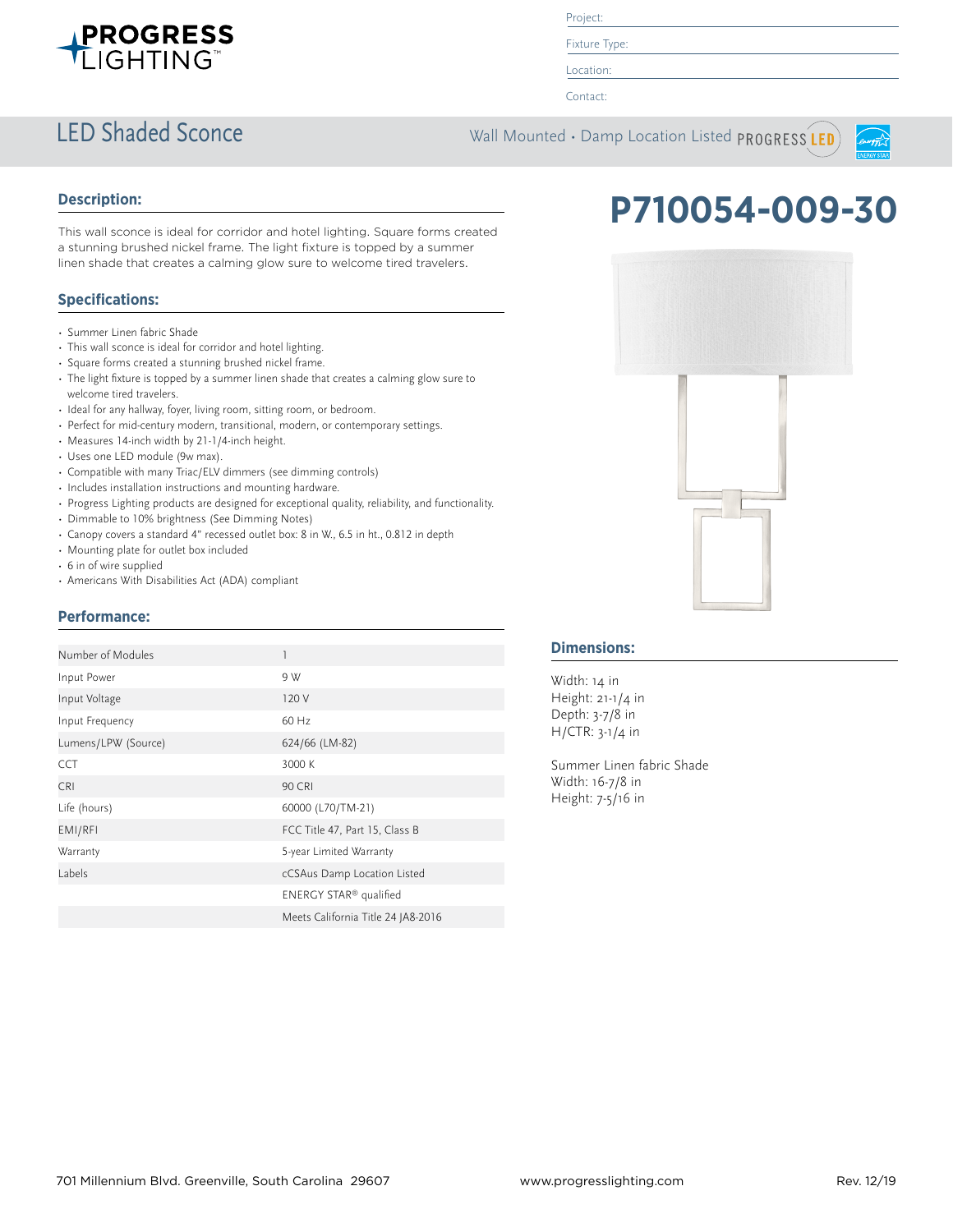# PROGRESS LIGHTING™

Project:

Fixture Type:

Location:

Contact:

## LED Shaded Sconce

Wall Mounted • Damp Location Listed PROGRESS LED

# P710054-009-30

### Description:

This wall sconce is ideal for corridor and hotel lighting. Square forms created a stunning brushed nickel frame. The light fixture is topped by a summer linen shade that creates a calming glow sure to welcome tired travelers.

### Specifications:

- Summer Linen fabric Shade
- This wall sconce is ideal for corridor and hotel lighting.
- Square forms created a stunning brushed nickel frame.
- The light fixture is topped by a summer linen shade that creates a calming glow sure to welcome tired travelers.
- Ideal for any hallway, foyer, living room, sitting room, or bedroom.
- Perfect for mid-century modern, transitional, modern, or contemporary settings.
- Measures 14-inch width by 21-1/4-inch height.
- Uses one LED module (9w max).
- Compatible with many Triac/ELV dimmers (see dimming controls)
- Includes installation instructions and mounting hardware.
- Progress Lighting products are designed for exceptional quality, reliability, and functionality.
- Dimmable to 10% brightness (See Dimming Notes)
- Canopy covers a standard 4" recessed outlet box: 8 in W., 6.5 in ht., 0.812 in depth
- Mounting plate for outlet box included
- 6 in of wire supplied
- Americans With Disabilities Act (ADA) compliant

### Performance:

| | |
|---|---|
| Number of Modules | 1 |
| Input Power | 9 W |
| Input Voltage | 120 V |
| Input Frequency | 60 Hz |
| Lumens/LPW (Source) | 624/66 (LM-82) |
| CCT | 3000 K |
| CRI | 90 CRI |
| Life (hours) | 60000 (L70/TM-21) |
| EMI/RFI | FCC Title 47, Part 15, Class B |
| Warranty | 5-year Limited Warranty |
| Labels | cCSAus Damp Location Listed |
| | ENERGY STAR® qualified |
| | Meets California Title 24 JA8-2016 |

### Dimensions:

Width: 14 in
Height: 21-1/4 in
Depth: 3-7/8 in
H/CTR: 3-1/4 in

Summer Linen fabric Shade
Width: 16-7/8 in
Height: 7-5/16 in

701 Millennium Blvd. Greenville, South Carolina 29607 www.progresslighting.com Rev. 12/19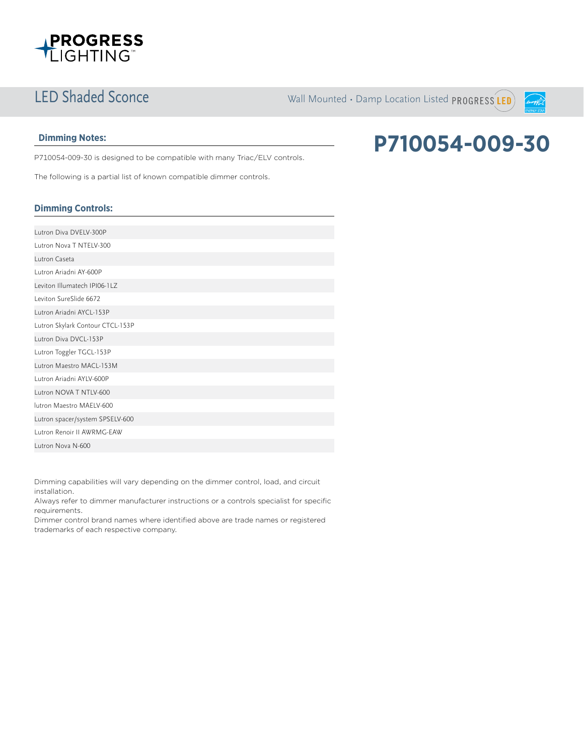# PROGRESS LIGHTING

## LED Shaded Sconce

Wall Mounted • Damp Location Listed PROGRESS LED

# P710054-009-30

### Dimming Notes:

P710054-009-30 is designed to be compatible with many Triac/ELV controls.

The following is a partial list of known compatible dimmer controls.

### Dimming Controls:

| |
|---|
| Lutron Diva DVELV-300P |
| Lutron Nova T NTELV-300 |
| Lutron Caseta |
| Lutron Ariadni AY-600P |
| Leviton Illumatech IPI06-1LZ |
| Leviton SureSlide 6672 |
| Lutron Ariadni AYCL-153P |
| Lutron Skylark Contour CTCL-153P |
| Lutron Diva DVCL-153P |
| Lutron Toggler TGCL-153P |
| Lutron Maestro MACL-153M |
| Lutron Ariadni AYLV-600P |
| Lutron NOVA T NTLV-600 |
| lutron Maestro MAELV-600 |
| Lutron spacer/system SPSELV-600 |
| Lutron Renoir II AWRMG-EAW |
| Lutron Nova N-600 |

Dimming capabilities will vary depending on the dimmer control, load, and circuit installation.
Always refer to dimmer manufacturer instructions or a controls specialist for specific requirements.
Dimmer control brand names where identified above are trade names or registered trademarks of each respective company.